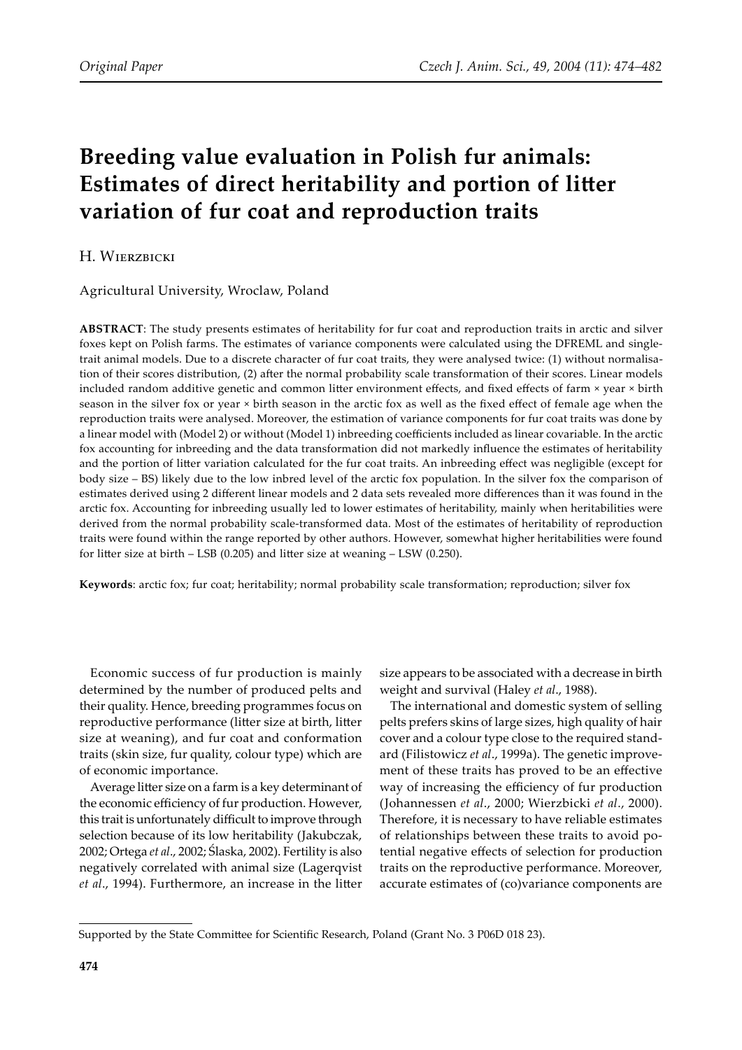Original Paper

# Breeding value evaluation in Polish fur animals: Estimates of direct heritability and portion of litter variation of fur coat and reproduction traits

H. Wierzbicki

Agricultural University, Wroclaw, Poland

**ABSTRACT**: The study presents estimates of heritability for fur coat and reproduction traits in arctic and silver foxes kept on Polish farms. The estimates of variance components were calculated using the DFREML and single-trait animal models. Due to a discrete character of fur coat traits, they were analysed twice: (1) without normalisation of their scores distribution, (2) after the normal probability scale transformation of their scores. Linear models included random additive genetic and common litter environment effects, and fixed effects of farm × year × birth season in the silver fox or year × birth season in the arctic fox as well as the fixed effect of female age when the reproduction traits were analysed. Moreover, the estimation of variance components for fur coat traits was done by a linear model with (Model 2) or without (Model 1) inbreeding coefficients included as linear covariable. In the arctic fox accounting for inbreeding and the data transformation did not markedly influence the estimates of heritability and the portion of litter variation calculated for the fur coat traits. An inbreeding effect was negligible (except for body size – BS) likely due to the low inbred level of the arctic fox population. In the silver fox the comparison of estimates derived using 2 different linear models and 2 data sets revealed more differences than it was found in the arctic fox. Accounting for inbreeding usually led to lower estimates of heritability, mainly when heritabilities were derived from the normal probability scale-transformed data. Most of the estimates of heritability of reproduction traits were found within the range reported by other authors. However, somewhat higher heritabilities were found for litter size at birth – LSB (0.205) and litter size at weaning – LSW (0.250).

**Keywords**: arctic fox; fur coat; heritability; normal probability scale transformation; reproduction; silver fox

Economic success of fur production is mainly determined by the number of produced pelts and their quality. Hence, breeding programmes focus on reproductive performance (litter size at birth, litter size at weaning), and fur coat and conformation traits (skin size, fur quality, colour type) which are of economic importance.

Average litter size on a farm is a key determinant of the economic efficiency of fur production. However, this trait is unfortunately difficult to improve through selection because of its low heritability (Jakubczak, 2002; Ortega *et al*., 2002; Ślaska, 2002). Fertility is also negatively correlated with animal size (Lagerqvist *et al*., 1994). Furthermore, an increase in the litter size appears to be associated with a decrease in birth weight and survival (Haley *et al*., 1988).

The international and domestic system of selling pelts prefers skins of large sizes, high quality of hair cover and a colour type close to the required standard (Filistowicz *et al*., 1999a). The genetic improvement of these traits has proved to be an effective way of increasing the efficiency of fur production (Johannessen *et al*., 2000; Wierzbicki *et al*., 2000). Therefore, it is necessary to have reliable estimates of relationships between these traits to avoid potential negative effects of selection for production traits on the reproductive performance. Moreover, accurate estimates of (co)variance components are

Supported by the State Committee for Scientific Research, Poland (Grant No. 3 P06D 018 23).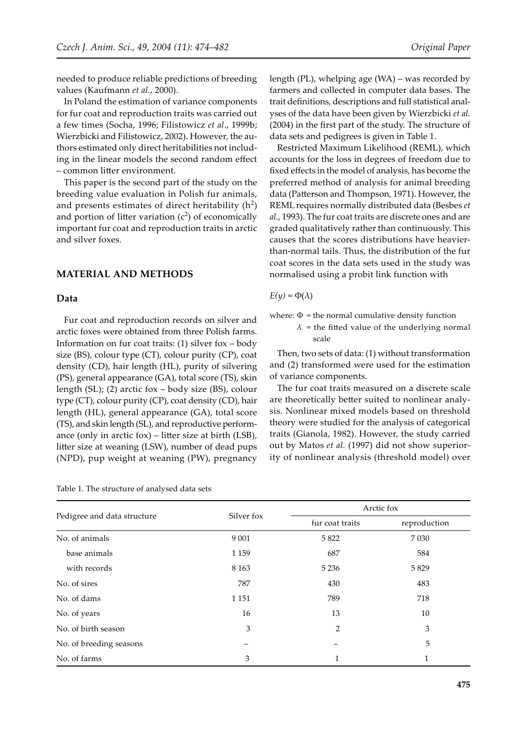needed to produce reliable predictions of breeding values (Kaufmann *et al.*, 2000).

In Poland the estimation of variance components for fur coat and reproduction traits was carried out a few times (Socha, 1996; Filistowicz *et al*., 1999b; Wierzbicki and Filistowicz, 2002). However, the authors estimated only direct heritabilities not including in the linear models the second random effect – common litter environment.

This paper is the second part of the study on the breeding value evaluation in Polish fur animals, and presents estimates of direct heritability ($h^2$) and portion of litter variation ($c^2$) of economically important fur coat and reproduction traits in arctic and silver foxes.

## MATERIAL AND METHODS

### Data

Fur coat and reproduction records on silver and arctic foxes were obtained from three Polish farms. Information on fur coat traits: (1) silver fox – body size (BS), colour type (CT), colour purity (CP), coat density (CD), hair length (HL), purity of silvering (PS), general appearance (GA), total score (TS), skin length (SL); (2) arctic fox – body size (BS), colour type (CT), colour purity (CP), coat density (CD), hair length (HL), general appearance (GA), total score (TS), and skin length (SL), and reproductive performance (only in arctic fox) – litter size at birth (LSB), litter size at weaning (LSW), number of dead pups (NPD), pup weight at weaning (PW), pregnancy length (PL), whelping age (WA) – was recorded by farmers and collected in computer data bases. The trait definitions, descriptions and full statistical analyses of the data have been given by Wierzbicki *et al.* (2004) in the first part of the study. The structure of data sets and pedigrees is given in Table 1.

Restricted Maximum Likelihood (REML), which accounts for the loss in degrees of freedom due to fixed effects in the model of analysis, has become the preferred method of analysis for animal breeding data (Patterson and Thompson, 1971). However, the REML requires normally distributed data (Besbes *et al.*, 1993). The fur coat traits are discrete ones and are graded qualitatively rather than continuously. This causes that the scores distributions have heavier-than-normal tails. Thus, the distribution of the fur coat scores in the data sets used in the study was normalised using a probit link function with

$E(y) = \Phi(\lambda)$

where: $\Phi$ = the normal cumulative density function
$\lambda$ = the fitted value of the underlying normal scale

Then, two sets of data: (1) without transformation and (2) transformed were used for the estimation of variance components.

The fur coat traits measured on a discrete scale are theoretically better suited to nonlinear analysis. Nonlinear mixed models based on threshold theory were studied for the analysis of categorical traits (Gianola, 1982). However, the study carried out by Matos *et al.* (1997) did not show superiority of nonlinear analysis (threshold model) over

Table 1. The structure of analysed data sets

| Pedigree and data structure | Silver fox | Arctic fox | |
|---|---|---|---|
| | | fur coat traits | reproduction |
| No. of animals | 9 001 | 5 822 | 7 030 |
| base animals | 1 159 | 687 | 584 |
| with records | 8 163 | 5 236 | 5 829 |
| No. of sires | 787 | 430 | 483 |
| No. of dams | 1 151 | 789 | 718 |
| No. of years | 16 | 13 | 10 |
| No. of birth season | 3 | 2 | 3 |
| No. of breeding seasons | – | – | 5 |
| No. of farms | 3 | 1 | 1 |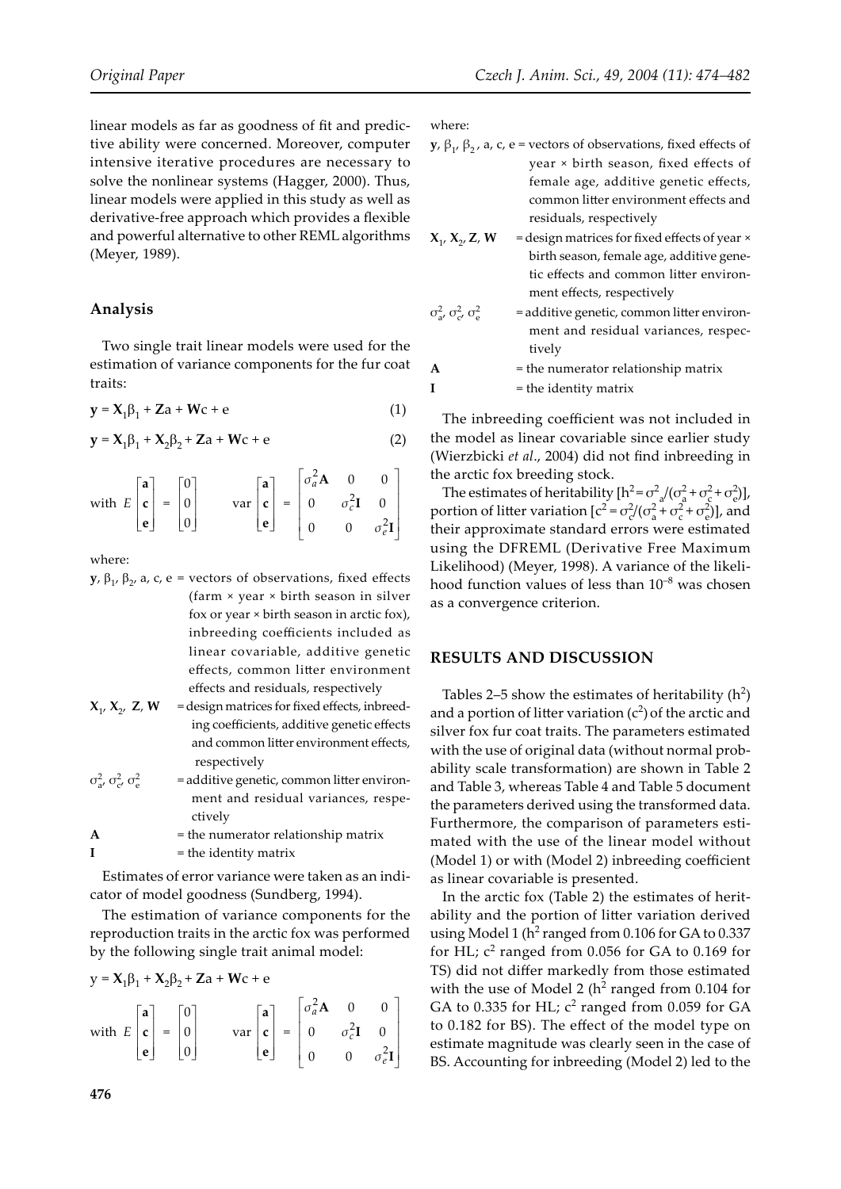linear models as far as goodness of fit and predictive ability were concerned. Moreover, computer intensive iterative procedures are necessary to solve the nonlinear systems (Hagger, 2000). Thus, linear models were applied in this study as well as derivative-free approach which provides a flexible and powerful alternative to other REML algorithms (Meyer, 1989).

### Analysis

Two single trait linear models were used for the estimation of variance components for the fur coat traits:

$$\mathbf{y} = \mathbf{X}_1\beta_1 + \mathbf{Z}a + \mathbf{W}c + e \tag{1}$$

$$\mathbf{y} = \mathbf{X}_1\beta_1 + \mathbf{X}_2\beta_2 + \mathbf{Z}a + \mathbf{W}c + e \tag{2}$$

$$\text{with } E\begin{bmatrix}\mathbf{a}\\ \mathbf{c}\\ \mathbf{e}\end{bmatrix} = \begin{bmatrix}0\\0\\0\end{bmatrix} \qquad \text{var}\begin{bmatrix}\mathbf{a}\\ \mathbf{c}\\ \mathbf{e}\end{bmatrix} = \begin{bmatrix}\sigma_a^2\mathbf{A} & 0 & 0\\ 0 & \sigma_c^2\mathbf{I} & 0\\ 0 & 0 & \sigma_e^2\mathbf{I}\end{bmatrix}$$

where:

- $\mathbf{y}$, $\beta_1$, $\beta_2$, a, c, e = vectors of observations, fixed effects (farm × year × birth season in silver fox or year × birth season in arctic fox), inbreeding coefficients included as linear covariable, additive genetic effects, common litter environment effects and residuals, respectively
- $\mathbf{X}_1$, $\mathbf{X}_2$, $\mathbf{Z}$, $\mathbf{W}$ = design matrices for fixed effects, inbreeding coefficients, additive genetic effects and common litter environment effects, respectively
- $\sigma_a^2$, $\sigma_c^2$, $\sigma_e^2$ = additive genetic, common litter environment and residual variances, respectively
- $\mathbf{A}$ = the numerator relationship matrix
- $\mathbf{I}$ = the identity matrix

Estimates of error variance were taken as an indicator of model goodness (Sundberg, 1994).

The estimation of variance components for the reproduction traits in the arctic fox was performed by the following single trait animal model:

$$\mathrm{y} = \mathbf{X}_1\beta_1 + \mathbf{X}_2\beta_2 + \mathbf{Z}a + \mathbf{W}c + e$$

$$\text{with } E\begin{bmatrix}\mathbf{a}\\ \mathbf{c}\\ \mathbf{e}\end{bmatrix} = \begin{bmatrix}0\\0\\0\end{bmatrix} \qquad \text{var}\begin{bmatrix}\mathbf{a}\\ \mathbf{c}\\ \mathbf{e}\end{bmatrix} = \begin{bmatrix}\sigma_a^2\mathbf{A} & 0 & 0\\ 0 & \sigma_c^2\mathbf{I} & 0\\ 0 & 0 & \sigma_e^2\mathbf{I}\end{bmatrix}$$

where:

- $\mathbf{y}$, $\beta_1$, $\beta_2$, a, c, e = vectors of observations, fixed effects of year × birth season, fixed effects of female age, additive genetic effects, common litter environment effects and residuals, respectively
- $\mathbf{X}_1$, $\mathbf{X}_2$, $\mathbf{Z}$, $\mathbf{W}$ = design matrices for fixed effects of year × birth season, female age, additive genetic effects and common litter environment effects, respectively
- $\sigma_a^2$, $\sigma_c^2$, $\sigma_e^2$ = additive genetic, common litter environment and residual variances, respectively
- $\mathbf{A}$ = the numerator relationship matrix
- $\mathbf{I}$ = the identity matrix

The inbreeding coefficient was not included in the model as linear covariable since earlier study (Wierzbicki *et al*., 2004) did not find inbreeding in the arctic fox breeding stock.

The estimates of heritability [$h^2 = \sigma_a^2/(\sigma_a^2 + \sigma_c^2 + \sigma_e^2)$], portion of litter variation [$c^2 = \sigma_c^2/(\sigma_a^2 + \sigma_c^2 + \sigma_e^2)$], and their approximate standard errors were estimated using the DFREML (Derivative Free Maximum Likelihood) (Meyer, 1998). A variance of the likelihood function values of less than $10^{-8}$ was chosen as a convergence criterion.

## RESULTS AND DISCUSSION

Tables 2–5 show the estimates of heritability ($h^2$) and a portion of litter variation ($c^2$) of the arctic and silver fox fur coat traits. The parameters estimated with the use of original data (without normal probability scale transformation) are shown in Table 2 and Table 3, whereas Table 4 and Table 5 document the parameters derived using the transformed data. Furthermore, the comparison of parameters estimated with the use of the linear model without (Model 1) or with (Model 2) inbreeding coefficient as linear covariable is presented.

In the arctic fox (Table 2) the estimates of heritability and the portion of litter variation derived using Model 1 ($h^2$ ranged from 0.106 for GA to 0.337 for HL; $c^2$ ranged from 0.056 for GA to 0.169 for TS) did not differ markedly from those estimated with the use of Model 2 ($h^2$ ranged from 0.104 for GA to 0.335 for HL; $c^2$ ranged from 0.059 for GA to 0.182 for BS). The effect of the model type on estimate magnitude was clearly seen in the case of BS. Accounting for inbreeding (Model 2) led to the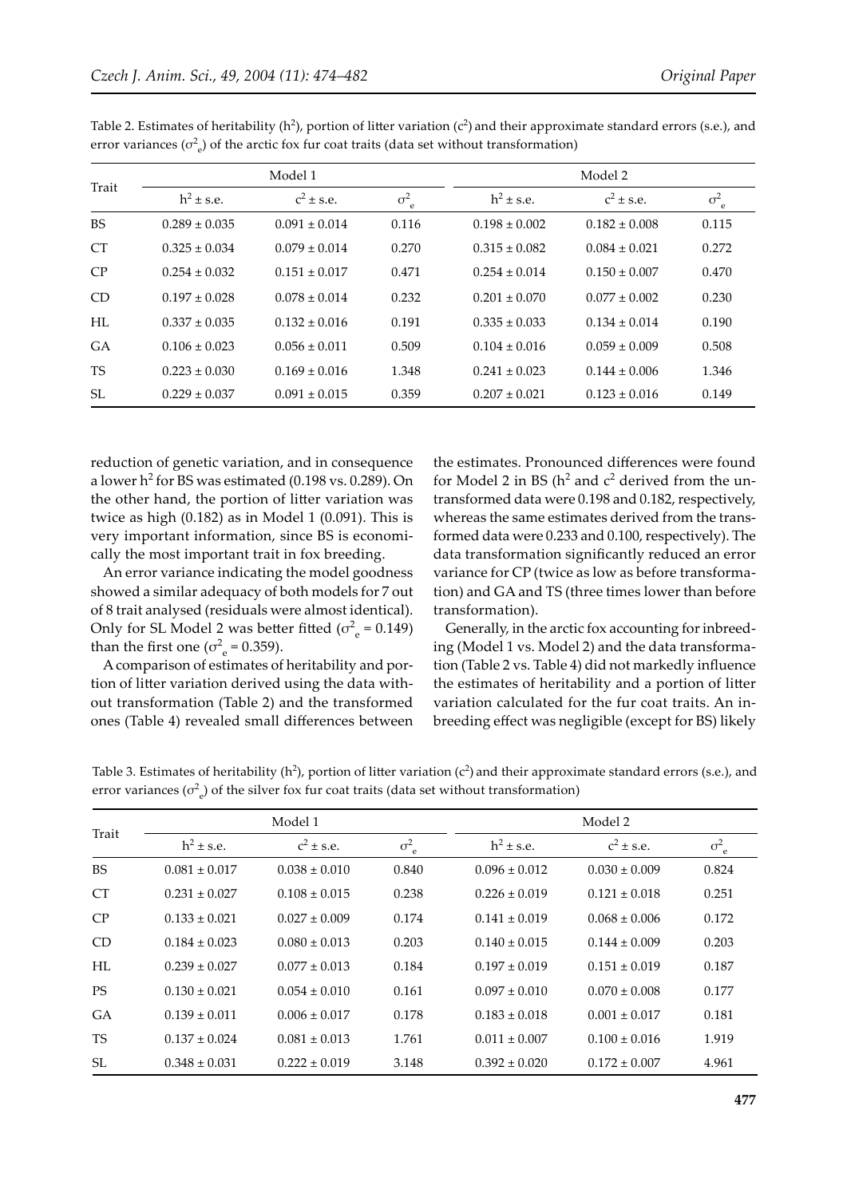Table 2. Estimates of heritability ($h^2$), portion of litter variation ($c^2$) and their approximate standard errors (s.e.), and error variances ($\sigma^2_e$) of the arctic fox fur coat traits (data set without transformation)

| Trait | Model 1 | | | Model 2 | | |
|---|---|---|---|---|---|---|
| | $h^2$ ± s.e. | $c^2$ ± s.e. | $\sigma^2_e$ | $h^2$ ± s.e. | $c^2$ ± s.e. | $\sigma^2_e$ |
| BS | 0.289 ± 0.035 | 0.091 ± 0.014 | 0.116 | 0.198 ± 0.002 | 0.182 ± 0.008 | 0.115 |
| CT | 0.325 ± 0.034 | 0.079 ± 0.014 | 0.270 | 0.315 ± 0.082 | 0.084 ± 0.021 | 0.272 |
| CP | 0.254 ± 0.032 | 0.151 ± 0.017 | 0.471 | 0.254 ± 0.014 | 0.150 ± 0.007 | 0.470 |
| CD | 0.197 ± 0.028 | 0.078 ± 0.014 | 0.232 | 0.201 ± 0.070 | 0.077 ± 0.002 | 0.230 |
| HL | 0.337 ± 0.035 | 0.132 ± 0.016 | 0.191 | 0.335 ± 0.033 | 0.134 ± 0.014 | 0.190 |
| GA | 0.106 ± 0.023 | 0.056 ± 0.011 | 0.509 | 0.104 ± 0.016 | 0.059 ± 0.009 | 0.508 |
| TS | 0.223 ± 0.030 | 0.169 ± 0.016 | 1.348 | 0.241 ± 0.023 | 0.144 ± 0.006 | 1.346 |
| SL | 0.229 ± 0.037 | 0.091 ± 0.015 | 0.359 | 0.207 ± 0.021 | 0.123 ± 0.016 | 0.149 |

reduction of genetic variation, and in consequence a lower $h^2$ for BS was estimated (0.198 vs. 0.289). On the other hand, the portion of litter variation was twice as high (0.182) as in Model 1 (0.091). This is very important information, since BS is economically the most important trait in fox breeding.

An error variance indicating the model goodness showed a similar adequacy of both models for 7 out of 8 trait analysed (residuals were almost identical). Only for SL Model 2 was better fitted ($\sigma^2_e$ = 0.149) than the first one ($\sigma^2_e$ = 0.359).

A comparison of estimates of heritability and portion of litter variation derived using the data without transformation (Table 2) and the transformed ones (Table 4) revealed small differences between the estimates. Pronounced differences were found for Model 2 in BS ($h^2$ and $c^2$ derived from the untransformed data were 0.198 and 0.182, respectively, whereas the same estimates derived from the transformed data were 0.233 and 0.100, respectively). The data transformation significantly reduced an error variance for CP (twice as low as before transformation) and GA and TS (three times lower than before transformation).

Generally, in the arctic fox accounting for inbreeding (Model 1 vs. Model 2) and the data transformation (Table 2 vs. Table 4) did not markedly influence the estimates of heritability and a portion of litter variation calculated for the fur coat traits. An inbreeding effect was negligible (except for BS) likely

Table 3. Estimates of heritability ($h^2$), portion of litter variation ($c^2$) and their approximate standard errors (s.e.), and error variances ($\sigma^2_e$) of the silver fox fur coat traits (data set without transformation)

| Trait | Model 1 | | | Model 2 | | |
|---|---|---|---|---|---|---|
| | $h^2$ ± s.e. | $c^2$ ± s.e. | $\sigma^2_e$ | $h^2$ ± s.e. | $c^2$ ± s.e. | $\sigma^2_e$ |
| BS | 0.081 ± 0.017 | 0.038 ± 0.010 | 0.840 | 0.096 ± 0.012 | 0.030 ± 0.009 | 0.824 |
| CT | 0.231 ± 0.027 | 0.108 ± 0.015 | 0.238 | 0.226 ± 0.019 | 0.121 ± 0.018 | 0.251 |
| CP | 0.133 ± 0.021 | 0.027 ± 0.009 | 0.174 | 0.141 ± 0.019 | 0.068 ± 0.006 | 0.172 |
| CD | 0.184 ± 0.023 | 0.080 ± 0.013 | 0.203 | 0.140 ± 0.015 | 0.144 ± 0.009 | 0.203 |
| HL | 0.239 ± 0.027 | 0.077 ± 0.013 | 0.184 | 0.197 ± 0.019 | 0.151 ± 0.019 | 0.187 |
| PS | 0.130 ± 0.021 | 0.054 ± 0.010 | 0.161 | 0.097 ± 0.010 | 0.070 ± 0.008 | 0.177 |
| GA | 0.139 ± 0.011 | 0.006 ± 0.017 | 0.178 | 0.183 ± 0.018 | 0.001 ± 0.017 | 0.181 |
| TS | 0.137 ± 0.024 | 0.081 ± 0.013 | 1.761 | 0.011 ± 0.007 | 0.100 ± 0.016 | 1.919 |
| SL | 0.348 ± 0.031 | 0.222 ± 0.019 | 3.148 | 0.392 ± 0.020 | 0.172 ± 0.007 | 4.961 |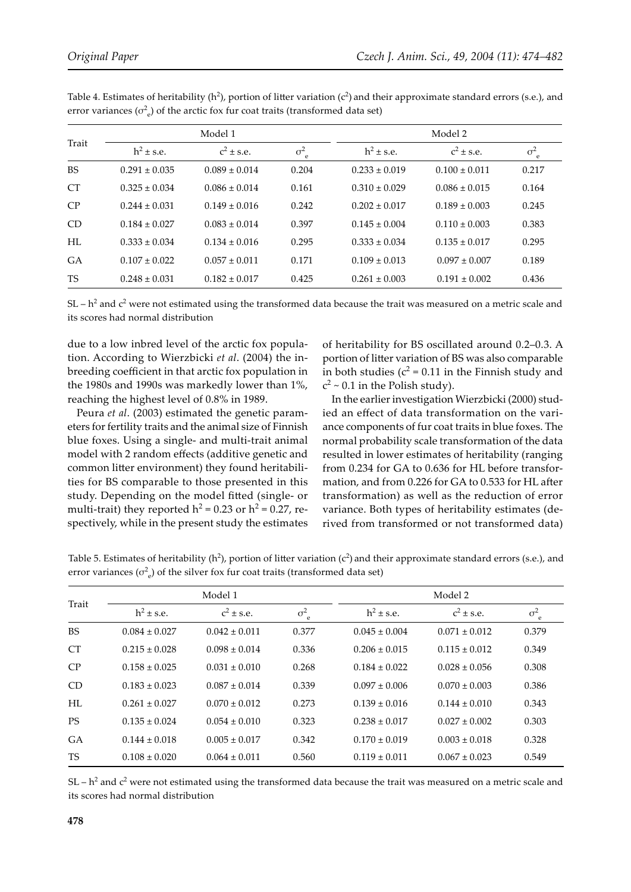Table 4. Estimates of heritability ($h^2$), portion of litter variation ($c^2$) and their approximate standard errors (s.e.), and error variances ($\sigma^2_e$) of the arctic fox fur coat traits (transformed data set)

| Trait | Model 1 | | | Model 2 | | |
|---|---|---|---|---|---|---|
| | $h^2$ ± s.e. | $c^2$ ± s.e. | $\sigma^2_e$ | $h^2$ ± s.e. | $c^2$ ± s.e. | $\sigma^2_e$ |
| BS | 0.291 ± 0.035 | 0.089 ± 0.014 | 0.204 | 0.233 ± 0.019 | 0.100 ± 0.011 | 0.217 |
| CT | 0.325 ± 0.034 | 0.086 ± 0.014 | 0.161 | 0.310 ± 0.029 | 0.086 ± 0.015 | 0.164 |
| CP | 0.244 ± 0.031 | 0.149 ± 0.016 | 0.242 | 0.202 ± 0.017 | 0.189 ± 0.003 | 0.245 |
| CD | 0.184 ± 0.027 | 0.083 ± 0.014 | 0.397 | 0.145 ± 0.004 | 0.110 ± 0.003 | 0.383 |
| HL | 0.333 ± 0.034 | 0.134 ± 0.016 | 0.295 | 0.333 ± 0.034 | 0.135 ± 0.017 | 0.295 |
| GA | 0.107 ± 0.022 | 0.057 ± 0.011 | 0.171 | 0.109 ± 0.013 | 0.097 ± 0.007 | 0.189 |
| TS | 0.248 ± 0.031 | 0.182 ± 0.017 | 0.425 | 0.261 ± 0.003 | 0.191 ± 0.002 | 0.436 |

SL – $h^2$ and $c^2$ were not estimated using the transformed data because the trait was measured on a metric scale and its scores had normal distribution

due to a low inbred level of the arctic fox population. According to Wierzbicki *et al*. (2004) the inbreeding coefficient in that arctic fox population in the 1980s and 1990s was markedly lower than 1%, reaching the highest level of 0.8% in 1989.

Peura *et al*. (2003) estimated the genetic parameters for fertility traits and the animal size of Finnish blue foxes. Using a single- and multi-trait animal model with 2 random effects (additive genetic and common litter environment) they found heritabilities for BS comparable to those presented in this study. Depending on the model fitted (single- or multi-trait) they reported $h^2 = 0.23$ or $h^2 = 0.27$, respectively, while in the present study the estimates of heritability for BS oscillated around 0.2–0.3. A portion of litter variation of BS was also comparable in both studies ($c^2 = 0.11$ in the Finnish study and $c^2 \sim 0.1$ in the Polish study).

In the earlier investigation Wierzbicki (2000) studied an effect of data transformation on the variance components of fur coat traits in blue foxes. The normal probability scale transformation of the data resulted in lower estimates of heritability (ranging from 0.234 for GA to 0.636 for HL before transformation, and from 0.226 for GA to 0.533 for HL after transformation) as well as the reduction of error variance. Both types of heritability estimates (derived from transformed or not transformed data)

Table 5. Estimates of heritability ($h^2$), portion of litter variation ($c^2$) and their approximate standard errors (s.e.), and error variances ($\sigma^2_e$) of the silver fox fur coat traits (transformed data set)

| Trait | Model 1 | | | Model 2 | | |
|---|---|---|---|---|---|---|
| | $h^2$ ± s.e. | $c^2$ ± s.e. | $\sigma^2_e$ | $h^2$ ± s.e. | $c^2$ ± s.e. | $\sigma^2_e$ |
| BS | 0.084 ± 0.027 | 0.042 ± 0.011 | 0.377 | 0.045 ± 0.004 | 0.071 ± 0.012 | 0.379 |
| CT | 0.215 ± 0.028 | 0.098 ± 0.014 | 0.336 | 0.206 ± 0.015 | 0.115 ± 0.012 | 0.349 |
| CP | 0.158 ± 0.025 | 0.031 ± 0.010 | 0.268 | 0.184 ± 0.022 | 0.028 ± 0.056 | 0.308 |
| CD | 0.183 ± 0.023 | 0.087 ± 0.014 | 0.339 | 0.097 ± 0.006 | 0.070 ± 0.003 | 0.386 |
| HL | 0.261 ± 0.027 | 0.070 ± 0.012 | 0.273 | 0.139 ± 0.016 | 0.144 ± 0.010 | 0.343 |
| PS | 0.135 ± 0.024 | 0.054 ± 0.010 | 0.323 | 0.238 ± 0.017 | 0.027 ± 0.002 | 0.303 |
| GA | 0.144 ± 0.018 | 0.005 ± 0.017 | 0.342 | 0.170 ± 0.019 | 0.003 ± 0.018 | 0.328 |
| TS | 0.108 ± 0.020 | 0.064 ± 0.011 | 0.560 | 0.119 ± 0.011 | 0.067 ± 0.023 | 0.549 |

SL – $h^2$ and $c^2$ were not estimated using the transformed data because the trait was measured on a metric scale and its scores had normal distribution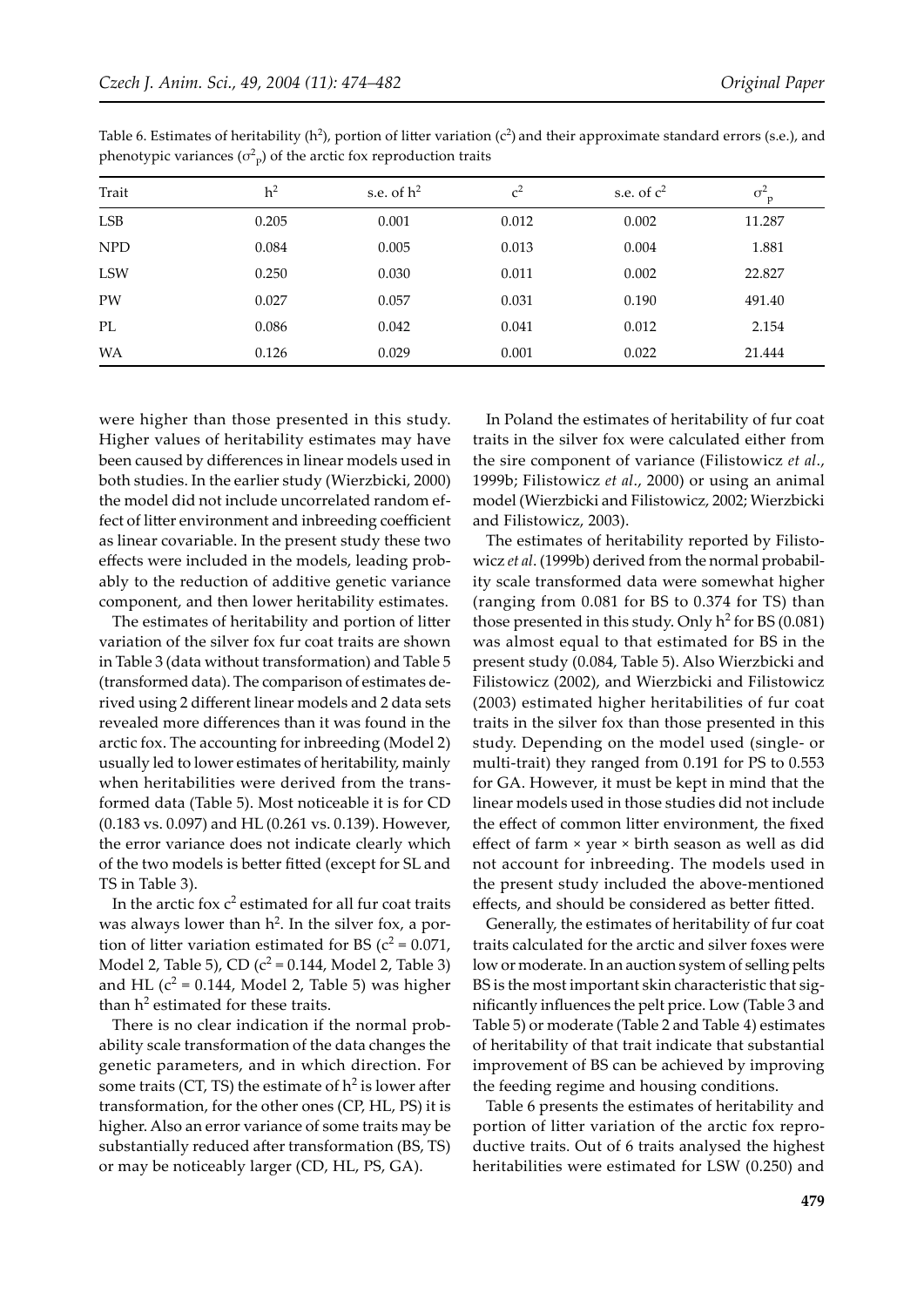Table 6. Estimates of heritability ($h^2$), portion of litter variation ($c^2$) and their approximate standard errors (s.e.), and phenotypic variances ($\sigma^2_p$) of the arctic fox reproduction traits

| Trait | $h^2$ | s.e. of $h^2$ | $c^2$ | s.e. of $c^2$ | $\sigma^2_p$ |
|---|---|---|---|---|---|
| LSB | 0.205 | 0.001 | 0.012 | 0.002 | 11.287 |
| NPD | 0.084 | 0.005 | 0.013 | 0.004 | 1.881 |
| LSW | 0.250 | 0.030 | 0.011 | 0.002 | 22.827 |
| PW | 0.027 | 0.057 | 0.031 | 0.190 | 491.40 |
| PL | 0.086 | 0.042 | 0.041 | 0.012 | 2.154 |
| WA | 0.126 | 0.029 | 0.001 | 0.022 | 21.444 |

were higher than those presented in this study. Higher values of heritability estimates may have been caused by differences in linear models used in both studies. In the earlier study (Wierzbicki, 2000) the model did not include uncorrelated random effect of litter environment and inbreeding coefficient as linear covariable. In the present study these two effects were included in the models, leading probably to the reduction of additive genetic variance component, and then lower heritability estimates.

The estimates of heritability and portion of litter variation of the silver fox fur coat traits are shown in Table 3 (data without transformation) and Table 5 (transformed data). The comparison of estimates derived using 2 different linear models and 2 data sets revealed more differences than it was found in the arctic fox. The accounting for inbreeding (Model 2) usually led to lower estimates of heritability, mainly when heritabilities were derived from the transformed data (Table 5). Most noticeable it is for CD (0.183 vs. 0.097) and HL (0.261 vs. 0.139). However, the error variance does not indicate clearly which of the two models is better fitted (except for SL and TS in Table 3).

In the arctic fox $c^2$ estimated for all fur coat traits was always lower than $h^2$. In the silver fox, a portion of litter variation estimated for BS ($c^2$ = 0.071, Model 2, Table 5), CD ($c^2$ = 0.144, Model 2, Table 3) and HL ($c^2$ = 0.144, Model 2, Table 5) was higher than $h^2$ estimated for these traits.

There is no clear indication if the normal probability scale transformation of the data changes the genetic parameters, and in which direction. For some traits (CT, TS) the estimate of $h^2$ is lower after transformation, for the other ones (CP, HL, PS) it is higher. Also an error variance of some traits may be substantially reduced after transformation (BS, TS) or may be noticeably larger (CD, HL, PS, GA).

In Poland the estimates of heritability of fur coat traits in the silver fox were calculated either from the sire component of variance (Filistowicz *et al*., 1999b; Filistowicz *et al*., 2000) or using an animal model (Wierzbicki and Filistowicz, 2002; Wierzbicki and Filistowicz, 2003).

The estimates of heritability reported by Filistowicz *et al*. (1999b) derived from the normal probability scale transformed data were somewhat higher (ranging from 0.081 for BS to 0.374 for TS) than those presented in this study. Only $h^2$ for BS (0.081) was almost equal to that estimated for BS in the present study (0.084, Table 5). Also Wierzbicki and Filistowicz (2002), and Wierzbicki and Filistowicz (2003) estimated higher heritabilities of fur coat traits in the silver fox than those presented in this study. Depending on the model used (single- or multi-trait) they ranged from 0.191 for PS to 0.553 for GA. However, it must be kept in mind that the linear models used in those studies did not include the effect of common litter environment, the fixed effect of farm × year × birth season as well as did not account for inbreeding. The models used in the present study included the above-mentioned effects, and should be considered as better fitted.

Generally, the estimates of heritability of fur coat traits calculated for the arctic and silver foxes were low or moderate. In an auction system of selling pelts BS is the most important skin characteristic that significantly influences the pelt price. Low (Table 3 and Table 5) or moderate (Table 2 and Table 4) estimates of heritability of that trait indicate that substantial improvement of BS can be achieved by improving the feeding regime and housing conditions.

Table 6 presents the estimates of heritability and portion of litter variation of the arctic fox reproductive traits. Out of 6 traits analysed the highest heritabilities were estimated for LSW (0.250) and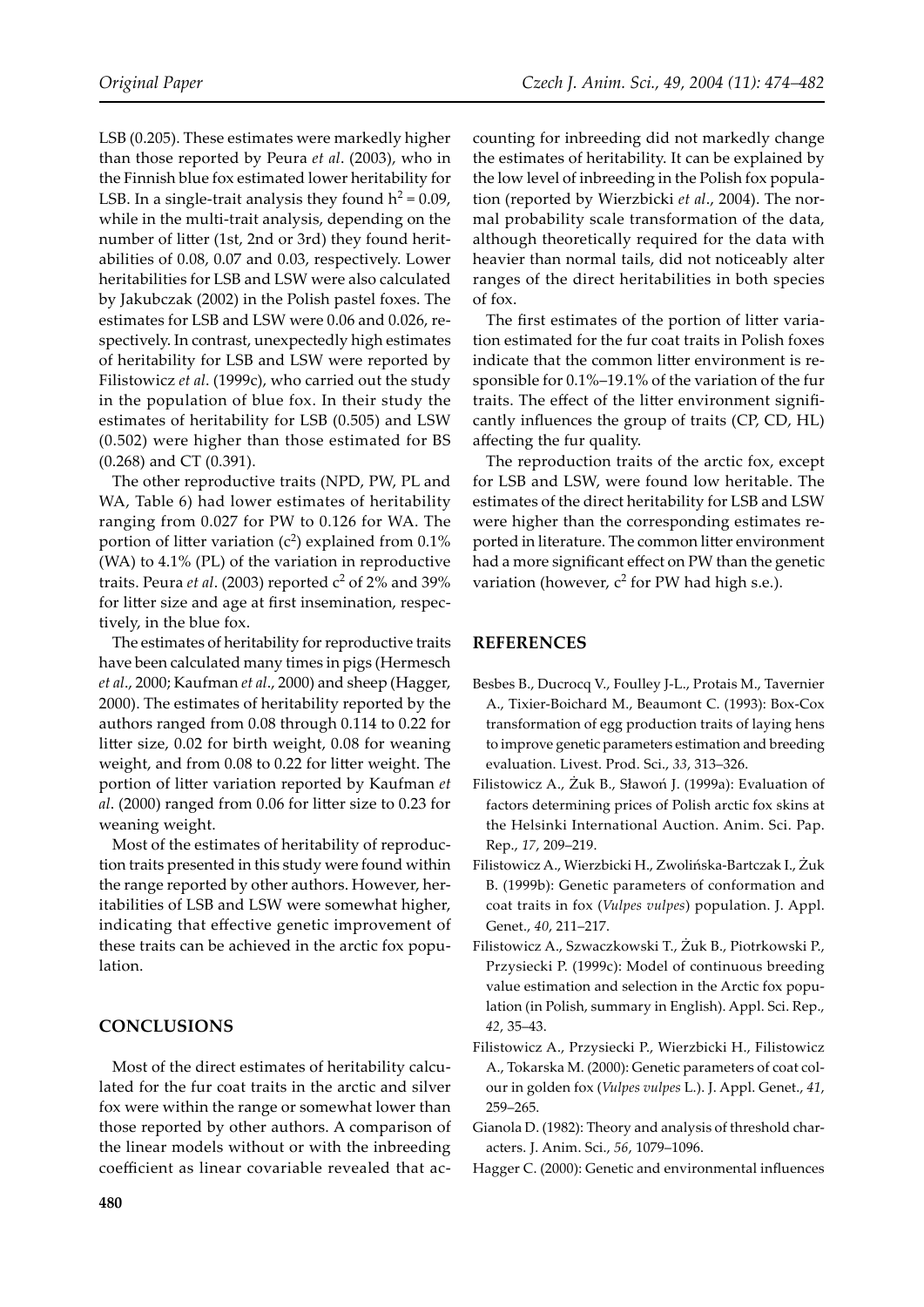LSB (0.205). These estimates were markedly higher than those reported by Peura *et al*. (2003), who in the Finnish blue fox estimated lower heritability for LSB. In a single-trait analysis they found $h^2 = 0.09$, while in the multi-trait analysis, depending on the number of litter (1st, 2nd or 3rd) they found heritabilities of 0.08, 0.07 and 0.03, respectively. Lower heritabilities for LSB and LSW were also calculated by Jakubczak (2002) in the Polish pastel foxes. The estimates for LSB and LSW were 0.06 and 0.026, respectively. In contrast, unexpectedly high estimates of heritability for LSB and LSW were reported by Filistowicz *et al*. (1999c), who carried out the study in the population of blue fox. In their study the estimates of heritability for LSB (0.505) and LSW (0.502) were higher than those estimated for BS (0.268) and CT (0.391).

The other reproductive traits (NPD, PW, PL and WA, Table 6) had lower estimates of heritability ranging from 0.027 for PW to 0.126 for WA. The portion of litter variation ($c^2$) explained from 0.1% (WA) to 4.1% (PL) of the variation in reproductive traits. Peura *et al*. (2003) reported $c^2$ of 2% and 39% for litter size and age at first insemination, respectively, in the blue fox.

The estimates of heritability for reproductive traits have been calculated many times in pigs (Hermesch *et al*., 2000; Kaufman *et al*., 2000) and sheep (Hagger, 2000). The estimates of heritability reported by the authors ranged from 0.08 through 0.114 to 0.22 for litter size, 0.02 for birth weight, 0.08 for weaning weight, and from 0.08 to 0.22 for litter weight. The portion of litter variation reported by Kaufman *et al*. (2000) ranged from 0.06 for litter size to 0.23 for weaning weight.

Most of the estimates of heritability of reproduction traits presented in this study were found within the range reported by other authors. However, heritabilities of LSB and LSW were somewhat higher, indicating that effective genetic improvement of these traits can be achieved in the arctic fox population.

## CONCLUSIONS

Most of the direct estimates of heritability calculated for the fur coat traits in the arctic and silver fox were within the range or somewhat lower than those reported by other authors. A comparison of the linear models without or with the inbreeding coefficient as linear covariable revealed that accounting for inbreeding did not markedly change the estimates of heritability. It can be explained by the low level of inbreeding in the Polish fox population (reported by Wierzbicki *et al*., 2004). The normal probability scale transformation of the data, although theoretically required for the data with heavier than normal tails, did not noticeably alter ranges of the direct heritabilities in both species of fox.

The first estimates of the portion of litter variation estimated for the fur coat traits in Polish foxes indicate that the common litter environment is responsible for 0.1%–19.1% of the variation of the fur traits. The effect of the litter environment significantly influences the group of traits (CP, CD, HL) affecting the fur quality.

The reproduction traits of the arctic fox, except for LSB and LSW, were found low heritable. The estimates of the direct heritability for LSB and LSW were higher than the corresponding estimates reported in literature. The common litter environment had a more significant effect on PW than the genetic variation (however, $c^2$ for PW had high s.e.).

## REFERENCES

Besbes B., Ducrocq V., Foulley J-L., Protais M., Tavernier A., Tixier-Boichard M., Beaumont C. (1993): Box-Cox transformation of egg production traits of laying hens to improve genetic parameters estimation and breeding evaluation. Livest. Prod. Sci., *33*, 313–326.

Filistowicz A., Żuk B., Sławoń J. (1999a): Evaluation of factors determining prices of Polish arctic fox skins at the Helsinki International Auction. Anim. Sci. Pap. Rep., *17*, 209–219.

Filistowicz A., Wierzbicki H., Zwolińska-Bartczak I., Żuk B. (1999b): Genetic parameters of conformation and coat traits in fox (*Vulpes vulpes*) population. J. Appl. Genet., *40*, 211–217.

Filistowicz A., Szwaczkowski T., Żuk B., Piotrkowski P., Przysiecki P. (1999c): Model of continuous breeding value estimation and selection in the Arctic fox population (in Polish, summary in English). Appl. Sci. Rep., *42*, 35–43.

Filistowicz A., Przysiecki P., Wierzbicki H., Filistowicz A., Tokarska M. (2000): Genetic parameters of coat colour in golden fox (*Vulpes vulpes* L.). J. Appl. Genet., *41*, 259–265.

Gianola D. (1982): Theory and analysis of threshold characters. J. Anim. Sci., *56*, 1079–1096.

Hagger C. (2000): Genetic and environmental influences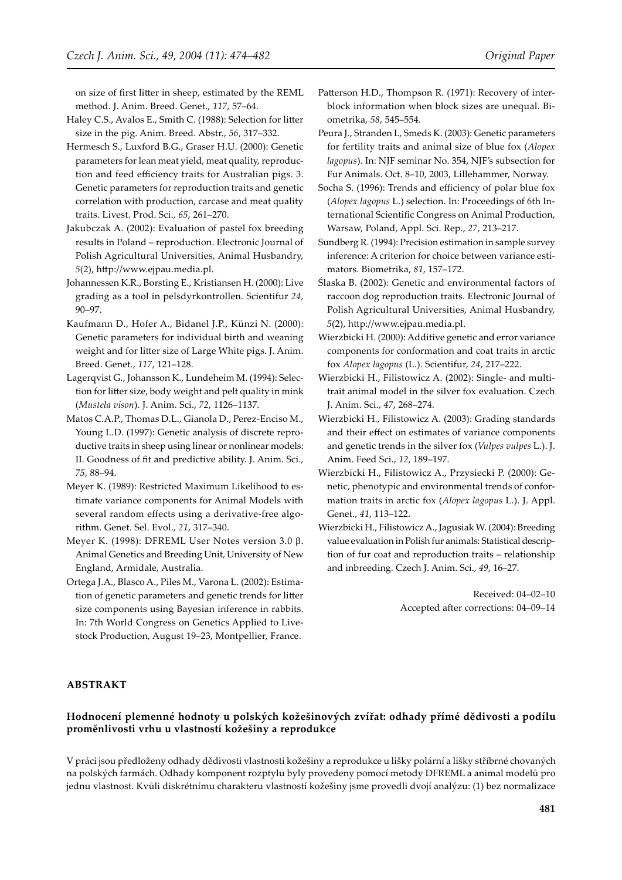on size of first litter in sheep, estimated by the REML method. J. Anim. Breed. Genet., *117*, 57–64.

Haley C.S., Avalos E., Smith C. (1988): Selection for litter size in the pig. Anim. Breed. Abstr., *56*, 317–332.

Hermesch S., Luxford B.G., Graser H.U. (2000): Genetic parameters for lean meat yield, meat quality, reproduction and feed efficiency traits for Australian pigs. 3. Genetic parameters for reproduction traits and genetic correlation with production, carcase and meat quality traits. Livest. Prod. Sci., *65*, 261–270.

Jakubczak A. (2002): Evaluation of pastel fox breeding results in Poland – reproduction. Electronic Journal of Polish Agricultural Universities, Animal Husbandry, *5*(2), http://www.ejpau.media.pl.

Johannessen K.R., Borsting E., Kristiansen H. (2000): Live grading as a tool in pelsdyrkontrollen. Scientifur *24*, 90–97.

Kaufmann D., Hofer A., Bidanel J.P., Künzi N. (2000): Genetic parameters for individual birth and weaning weight and for litter size of Large White pigs. J. Anim. Breed. Genet., *117*, 121–128.

Lagerqvist G., Johansson K., Lundeheim M. (1994): Selection for litter size, body weight and pelt quality in mink (*Mustela vison*). J. Anim. Sci., *72*, 1126–1137.

Matos C.A.P., Thomas D.L., Gianola D., Perez-Enciso M., Young L.D. (1997): Genetic analysis of discrete reproductive traits in sheep using linear or nonlinear models: II. Goodness of fit and predictive ability. J. Anim. Sci., *75*, 88–94.

Meyer K. (1989): Restricted Maximum Likelihood to estimate variance components for Animal Models with several random effects using a derivative-free algorithm. Genet. Sel. Evol., *21*, 317–340.

Meyer K. (1998): DFREML User Notes version 3.0 β. Animal Genetics and Breeding Unit, University of New England, Armidale, Australia.

Ortega J.A., Blasco A., Piles M., Varona L. (2002): Estimation of genetic parameters and genetic trends for litter size components using Bayesian inference in rabbits. In: 7th World Congress on Genetics Applied to Livestock Production, August 19–23, Montpellier, France.

Patterson H.D., Thompson R. (1971): Recovery of interblock information when block sizes are unequal. Biometrika, *58*, 545–554.

Peura J., Stranden I., Smeds K. (2003): Genetic parameters for fertility traits and animal size of blue fox (*Alopex lagopus*). In: NJF seminar No. 354, NJF's subsection for Fur Animals. Oct. 8–10, 2003, Lillehammer, Norway.

Socha S. (1996): Trends and efficiency of polar blue fox (*Alopex lagopus* L.) selection. In: Proceedings of 6th International Scientific Congress on Animal Production, Warsaw, Poland, Appl. Sci. Rep., *27*, 213–217.

Sundberg R. (1994): Precision estimation in sample survey inference: A criterion for choice between variance estimators. Biometrika, *81*, 157–172.

Ślaska B. (2002): Genetic and environmental factors of raccoon dog reproduction traits. Electronic Journal of Polish Agricultural Universities, Animal Husbandry, *5*(2), http://www.ejpau.media.pl.

Wierzbicki H. (2000): Additive genetic and error variance components for conformation and coat traits in arctic fox *Alopex lagopus* (L.). Scientifur, *24*, 217–222.

Wierzbicki H., Filistowicz A. (2002): Single- and multitrait animal model in the silver fox evaluation. Czech J. Anim. Sci., *47*, 268–274.

Wierzbicki H., Filistowicz A. (2003): Grading standards and their effect on estimates of variance components and genetic trends in the silver fox (*Vulpes vulpes* L.). J. Anim. Feed Sci., *12*, 189–197.

Wierzbicki H., Filistowicz A., Przysiecki P. (2000): Genetic, phenotypic and environmental trends of conformation traits in arctic fox (*Alopex lagopus* L.). J. Appl. Genet., *41*, 113–122.

Wierzbicki H., Filistowicz A., Jagusiak W. (2004): Breeding value evaluation in Polish fur animals: Statistical description of fur coat and reproduction traits – relationship and inbreeding. Czech J. Anim. Sci., *49*, 16–27.

Received: 04–02–10
Accepted after corrections: 04–09–14

## ABSTRAKT

### Hodnocení plemenné hodnoty u polských kožešinových zvířat: odhady přímé dědivosti a podílu proměnlivosti vrhu u vlastností kožešiny a reprodukce

V práci jsou předloženy odhady dědivosti vlastností kožešiny a reprodukce u lišky polární a lišky stříbrné chovaných na polských farmách. Odhady komponent rozptylu byly provedeny pomocí metody DFREML a animal modelů pro jednu vlastnost. Kvůli diskrétnímu charakteru vlastností kožešiny jsme provedli dvojí analýzu: (1) bez normalizace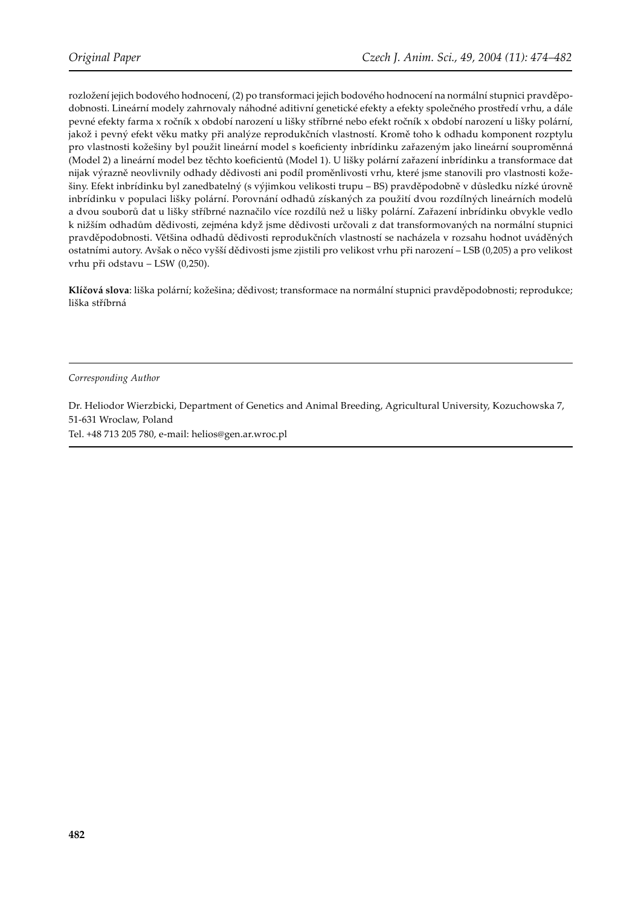rozložení jejich bodového hodnocení, (2) po transformaci jejich bodového hodnocení na normální stupnici pravděpodobnosti. Lineární modely zahrnovaly náhodné aditivní genetické efekty a efekty společného prostředí vrhu, a dále pevné efekty farma x ročník x období narození u lišky stříbrné nebo efekt ročník x období narození u lišky polární, jakož i pevný efekt věku matky při analýze reprodukčních vlastností. Kromě toho k odhadu komponent rozptylu pro vlastnosti kožešiny byl použit lineární model s koeficienty inbrídinku zařazeným jako lineární souproměnná (Model 2) a lineární model bez těchto koeficientů (Model 1). U lišky polární zařazení inbrídinku a transformace dat nijak výrazně neovlivnily odhady dědivosti ani podíl proměnlivosti vrhu, které jsme stanovili pro vlastnosti kožešiny. Efekt inbrídinku byl zanedbatelný (s výjimkou velikosti trupu – BS) pravděpodobně v důsledku nízké úrovně inbrídinku v populaci lišky polární. Porovnání odhadů získaných za použití dvou rozdílných lineárních modelů a dvou souborů dat u lišky stříbrné naznačilo více rozdílů než u lišky polární. Zařazení inbrídinku obvykle vedlo k nižším odhadům dědivosti, zejména když jsme dědivosti určovali z dat transformovaných na normální stupnici pravděpodobnosti. Většina odhadů dědivosti reprodukčních vlastností se nacházela v rozsahu hodnot uváděných ostatními autory. Avšak o něco vyšší dědivosti jsme zjistili pro velikost vrhu při narození – LSB (0,205) a pro velikost vrhu při odstavu – LSW (0,250).

**Klíčová slova**: liška polární; kožešina; dědivost; transformace na normální stupnici pravděpodobnosti; reprodukce; liška stříbrná

*Corresponding Author*

Dr. Heliodor Wierzbicki, Department of Genetics and Animal Breeding, Agricultural University, Kozuchowska 7, 51-631 Wroclaw, Poland
Tel. +48 713 205 780, e-mail: helios@gen.ar.wroc.pl